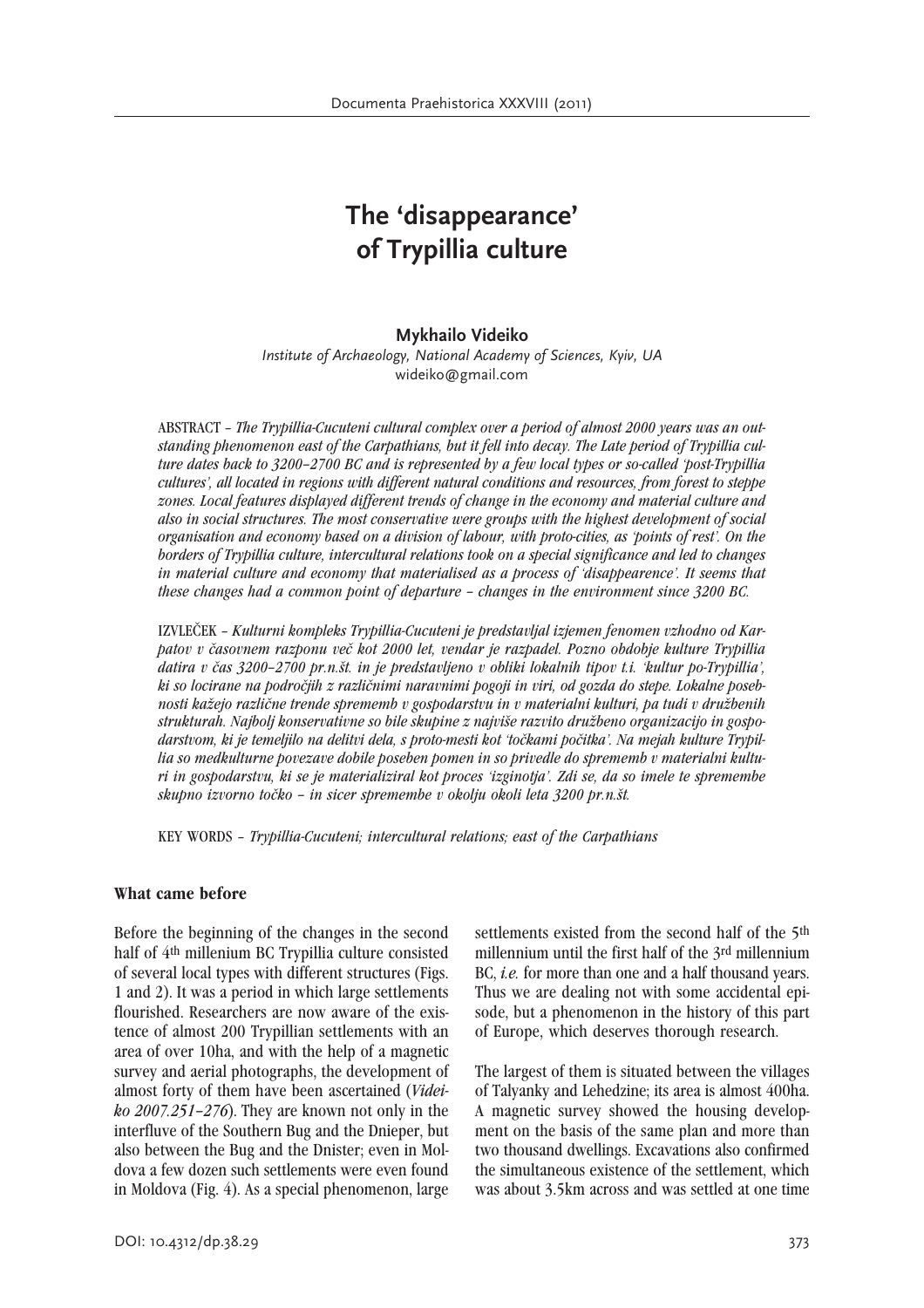# The 'disappearance' of Trypillia culture

**Mykhailo Videiko**

*Institute of Archaeology, National Academy of Sciences, Kyiv, UA*
wideiko@gmail.com

ABSTRACT – *The Trypillia-Cucuteni cultural complex over a period of almost 2000 years was an outstanding phenomenon east of the Carpathians, but it fell into decay. The Late period of Trypillia culture dates back to 3200–2700 BC and is represented by a few local types or so-called 'post-Trypillia cultures', all located in regions with different natural conditions and resources, from forest to steppe zones. Local features displayed different trends of change in the economy and material culture and also in social structures. The most conservative were groups with the highest development of social organisation and economy based on a division of labour, with proto-cities, as 'points of rest'. On the borders of Trypillia culture, intercultural relations took on a special significance and led to changes in material culture and economy that materialised as a process of 'disappearence'. It seems that these changes had a common point of departure – changes in the environment since 3200 BC.*

IZVLEČEK – *Kulturni kompleks Trypillia-Cucuteni je predstavljal izjemen fenomen vzhodno od Karpatov v časovnem razponu več kot 2000 let, vendar je razpadel. Pozno obdobje kulture Trypillia datira v čas 3200–2700 pr.n.št. in je predstavljeno v obliki lokalnih tipov t.i. 'kultur po-Trypillia', ki so locirane na področjih z različnimi naravnimi pogoji in viri, od gozda do stepe. Lokalne posebnosti kažejo različne trende sprememb v gospodarstvu in v materialni kulturi, pa tudi v družbenih strukturah. Najbolj konservativne so bile skupine z najviše razvito družbeno organizacijo in gospodarstvom, ki je temeljilo na delitvi dela, s proto-mesti kot 'točkami počitka'. Na mejah kulture Trypillia so medkulturne povezave dobile poseben pomen in so privedle do sprememb v materialni kulturi in gospodarstvu, ki se je materializiral kot proces 'izginotja'. Zdi se, da so imele te spremembe skupno izvorno točko – in sicer spremembe v okolju okoli leta 3200 pr.n.št.*

KEY WORDS – *Trypillia-Cucuteni; intercultural relations; east of the Carpathians*

## What came before

Before the beginning of the changes in the second half of 4th millenium BC Trypillia culture consisted of several local types with different structures (Figs. 1 and 2). It was a period in which large settlements flourished. Researchers are now aware of the existence of almost 200 Trypillian settlements with an area of over 10ha, and with the help of a magnetic survey and aerial photographs, the development of almost forty of them have been ascertained (*Videiko 2007.251–276*). They are known not only in the interfluve of the Southern Bug and the Dnieper, but also between the Bug and the Dnister; even in Moldova a few dozen such settlements were even found in Moldova (Fig. 4). As a special phenomenon, large settlements existed from the second half of the 5th millennium until the first half of the 3rd millennium BC, *i.e.* for more than one and a half thousand years. Thus we are dealing not with some accidental episode, but a phenomenon in the history of this part of Europe, which deserves thorough research.

The largest of them is situated between the villages of Talyanky and Lehedzine; its area is almost 400ha. A magnetic survey showed the housing development on the basis of the same plan and more than two thousand dwellings. Excavations also confirmed the simultaneous existence of the settlement, which was about 3.5km across and was settled at one time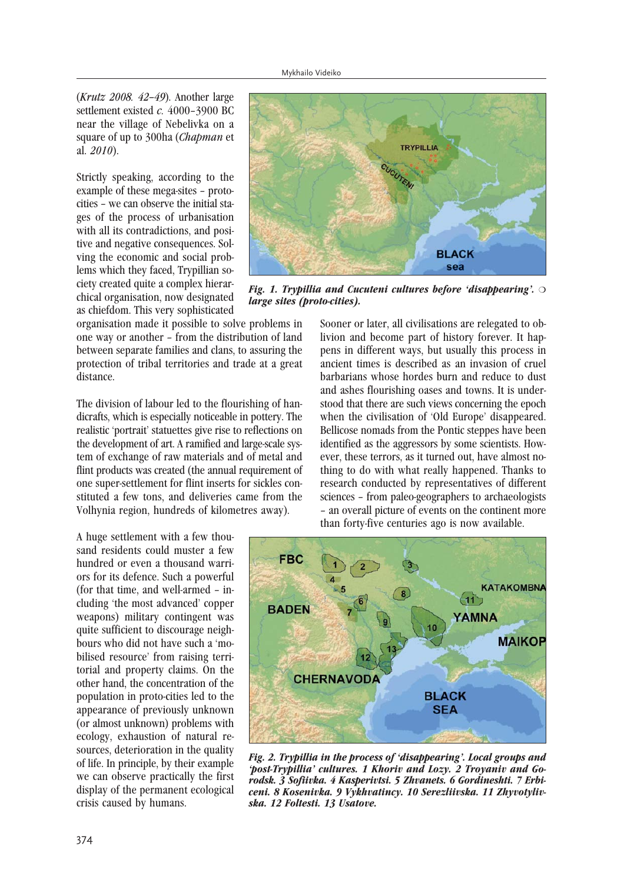(*Krutz 2008. 42–49*). Another large settlement existed *c.* 4000–3900 BC near the village of Nebelivka on a square of up to 300ha (*Chapman* et al. *2010*).

Strictly speaking, according to the example of these mega-sites – proto-cities – we can observe the initial stages of the process of urbanisation with all its contradictions, and positive and negative consequences. Solving the economic and social problems which they faced, Trypillian society created quite a complex hierarchical organisation, now designated as chiefdom. This very sophisticated organisation made it possible to solve problems in one way or another – from the distribution of land between separate families and clans, to assuring the protection of tribal territories and trade at a great distance.

The division of labour led to the flourishing of handicrafts, which is especially noticeable in pottery. The realistic 'portrait' statuettes give rise to reflections on the development of art. A ramified and large-scale system of exchange of raw materials and of metal and flint products was created (the annual requirement of one super-settlement for flint inserts for sickles constituted a few tons, and deliveries came from the Volhynia region, hundreds of kilometres away).

A huge settlement with a few thousand residents could muster a few hundred or even a thousand warriors for its defence. Such a powerful (for that time, and well-armed – including 'the most advanced' copper weapons) military contingent was quite sufficient to discourage neighbours who did not have such a 'mobilised resource' from raising territorial and property claims. On the other hand, the concentration of the population in proto-cities led to the appearance of previously unknown (or almost unknown) problems with ecology, exhaustion of natural resources, deterioration in the quality of life. In principle, by their example we can observe practically the first display of the permanent ecological crisis caused by humans.

***Fig. 1. Trypillia and Cucuteni cultures before 'disappearing'.* ○ *large sites (proto-cities).***

Sooner or later, all civilisations are relegated to oblivion and become part of history forever. It happens in different ways, but usually this process in ancient times is described as an invasion of cruel barbarians whose hordes burn and reduce to dust and ashes flourishing oases and towns. It is understood that there are such views concerning the epoch when the civilisation of 'Old Europe' disappeared. Bellicose nomads from the Pontic steppes have been identified as the aggressors by some scientists. However, these terrors, as it turned out, have almost nothing to do with what really happened. Thanks to research conducted by representatives of different sciences – from paleo-geographers to archaeologists – an overall picture of events on the continent more than forty-five centuries ago is now available.

***Fig. 2. Trypillia in the process of 'disappearing'. Local groups and 'post-Trypillia' cultures. 1 Khoriv and Lozy. 2 Troyaniv and Gorodsk. 3 Sofiivka. 4 Kasperivtsi. 5 Zhvanets. 6 Gordineshti. 7 Erbiceni. 8 Kosenivka. 9 Vykhvatincy. 10 Serezliivska. 11 Zhyvotylivska. 12 Foltesti. 13 Usatove.***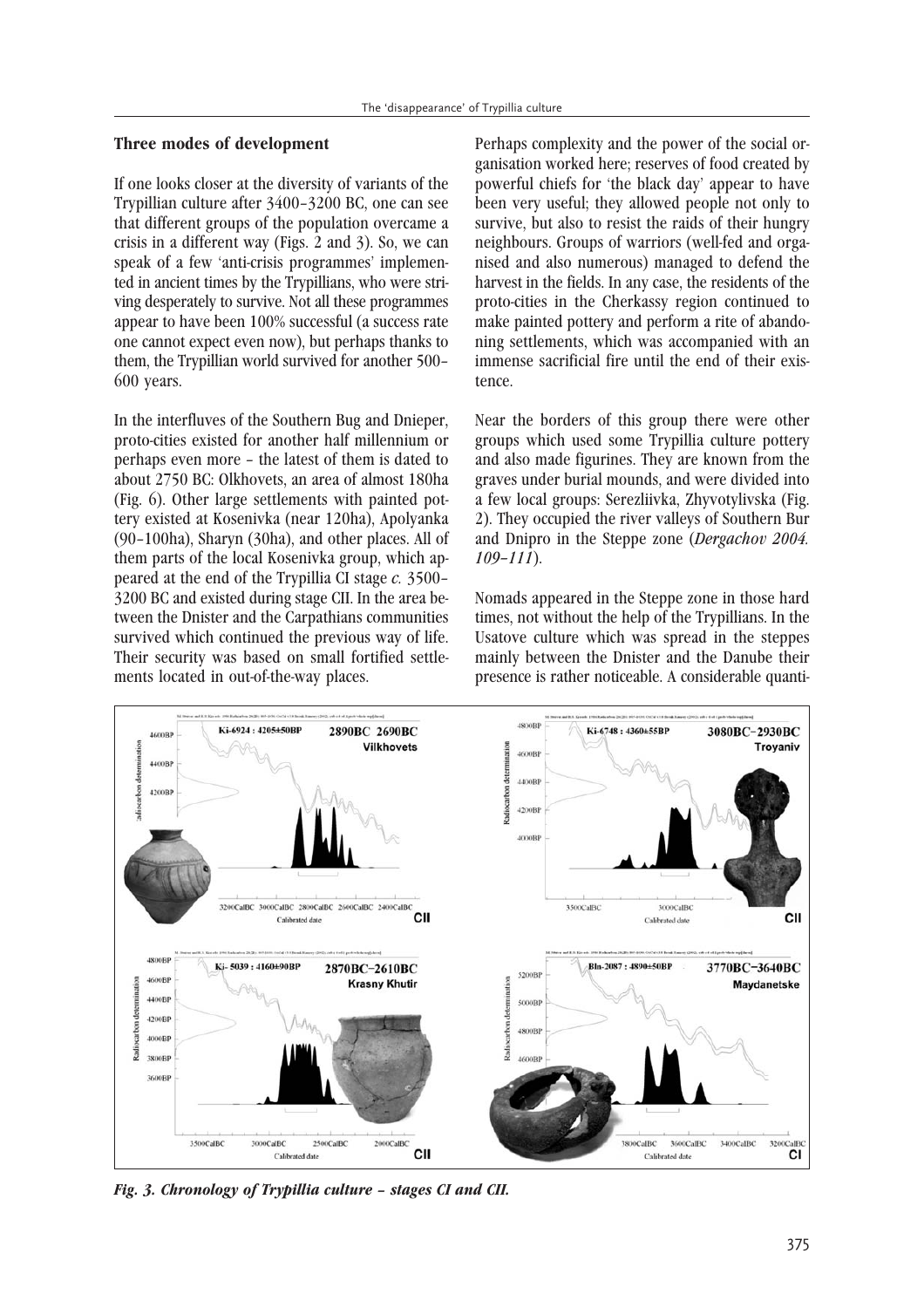### Three modes of development

If one looks closer at the diversity of variants of the Trypillian culture after 3400–3200 BC, one can see that different groups of the population overcame a crisis in a different way (Figs. 2 and 3). So, we can speak of a few 'anti-crisis programmes' implemented in ancient times by the Trypillians, who were striving desperately to survive. Not all these programmes appear to have been 100% successful (a success rate one cannot expect even now), but perhaps thanks to them, the Trypillian world survived for another 500–600 years.

In the interfluves of the Southern Bug and Dnieper, proto-cities existed for another half millennium or perhaps even more – the latest of them is dated to about 2750 BC: Olkhovets, an area of almost 180ha (Fig. 6). Other large settlements with painted pottery existed at Kosenivka (near 120ha), Apolyanka (90–100ha), Sharyn (30ha), and other places. All of them parts of the local Kosenivka group, which appeared at the end of the Trypillia CI stage *c.* 3500–3200 BC and existed during stage CII. In the area between the Dnister and the Carpathians communities survived which continued the previous way of life. Their security was based on small fortified settlements located in out-of-the-way places.

Perhaps complexity and the power of the social organisation worked here; reserves of food created by powerful chiefs for 'the black day' appear to have been very useful; they allowed people not only to survive, but also to resist the raids of their hungry neighbours. Groups of warriors (well-fed and organised and also numerous) managed to defend the harvest in the fields. In any case, the residents of the proto-cities in the Cherkassy region continued to make painted pottery and perform a rite of abandoning settlements, which was accompanied with an immense sacrificial fire until the end of their existence.

Near the borders of this group there were other groups which used some Trypillia culture pottery and also made figurines. They are known from the graves under burial mounds, and were divided into a few local groups: Serezliivka, Zhyvotylivska (Fig. 2). They occupied the river valleys of Southern Bur and Dnipro in the Steppe zone (*Dergachov 2004. 109–111*).

Nomads appeared in the Steppe zone in those hard times, not without the help of the Trypillians. In the Usatove culture which was spread in the steppes mainly between the Dnister and the Danube their presence is rather noticeable. A considerable quanti-

***Fig. 3. Chronology of Trypillia culture – stages CI and CII.***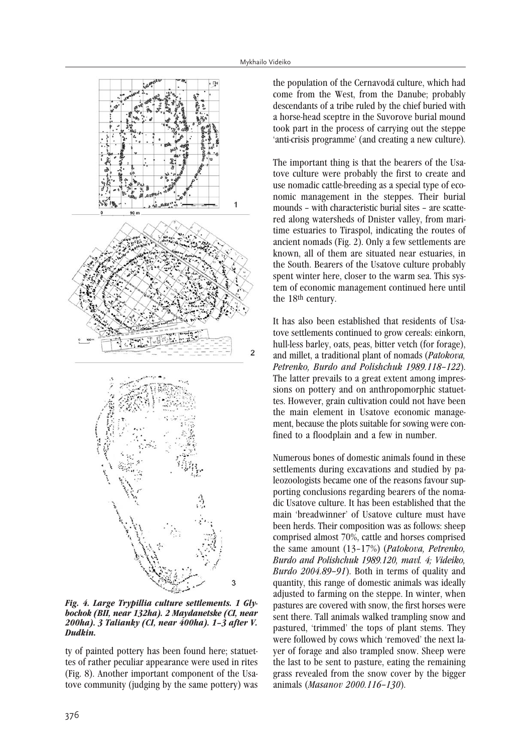*Fig. 4. Large Trypillia culture settlements. 1 Glybochok (BII, near 132ha). 2 Maydanetske (CI, near 200ha). 3 Talianky (CI, near 400ha). 1–3 after V. Dudkin.*

ty of painted pottery has been found here; statuettes of rather peculiar appearance were used in rites (Fig. 8). Another important component of the Usatove community (judging by the same pottery) was the population of the Cernavodă culture, which had come from the West, from the Danube; probably descendants of a tribe ruled by the chief buried with a horse-head sceptre in the Suvorove burial mound took part in the process of carrying out the steppe 'anti-crisis programme' (and creating a new culture).

The important thing is that the bearers of the Usatove culture were probably the first to create and use nomadic cattle-breeding as a special type of economic management in the steppes. Their burial mounds – with characteristic burial sites – are scattered along watersheds of Dnister valley, from maritime estuaries to Tiraspol, indicating the routes of ancient nomads (Fig. 2). Only a few settlements are known, all of them are situated near estuaries, in the South. Bearers of the Usatove culture probably spent winter here, closer to the warm sea. This system of economic management continued here until the 18th century.

It has also been established that residents of Usatove settlements continued to grow cereals: einkorn, hull-less barley, oats, peas, bitter vetch (for forage), and millet, a traditional plant of nomads (*Patokova, Petrenko, Burdo and Polishchuk 1989.118–122*). The latter prevails to a great extent among impressions on pottery and on anthropomorphic statuettes. However, grain cultivation could not have been the main element in Usatove economic management, because the plots suitable for sowing were confined to a floodplain and a few in number.

Numerous bones of domestic animals found in these settlements during excavations and studied by paleozoologists became one of the reasons favour supporting conclusions regarding bearers of the nomadic Usatove culture. It has been established that the main 'breadwinner' of Usatove culture must have been herds. Their composition was as follows: sheep comprised almost 70%, cattle and horses comprised the same amount (13–17%) (*Patokova, Petrenko, Burdo and Polishchuk 1989.120, mavl. 4; Videiko, Burdo 2004.89–91*). Both in terms of quality and quantity, this range of domestic animals was ideally adjusted to farming on the steppe. In winter, when pastures are covered with snow, the first horses were sent there. Tall animals walked trampling snow and pastured, 'trimmed' the tops of plant stems. They were followed by cows which 'removed' the next layer of forage and also trampled snow. Sheep were the last to be sent to pasture, eating the remaining grass revealed from the snow cover by the bigger animals (*Masanov 2000.116–130*).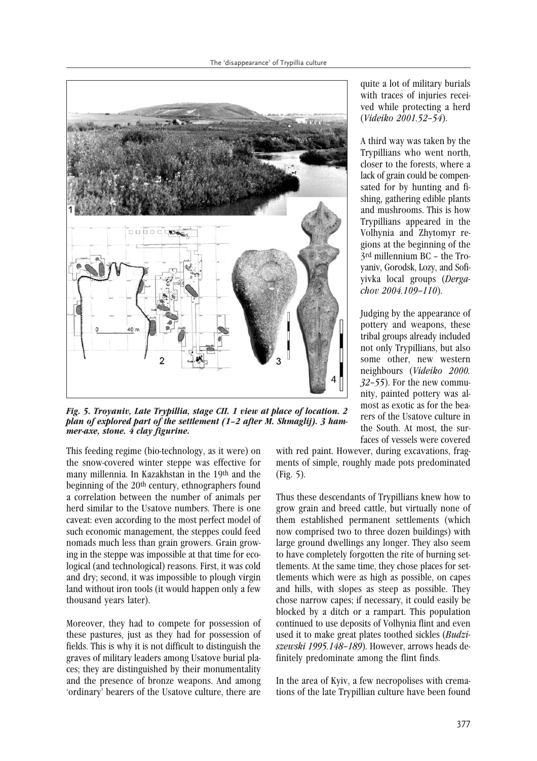*Fig. 5. Troyaniv, Late Trypillia, stage CII. 1 view at place of location. 2 plan of explored part of the settlement (1–2 after M. Shmaglij). 3 hammer-axe, stone. 4 clay figurine.*

This feeding regime (bio-technology, as it were) on the snow-covered winter steppe was effective for many millennia. In Kazakhstan in the 19th and the beginning of the 20th century, ethnographers found a correlation between the number of animals per herd similar to the Usatove numbers. There is one caveat: even according to the most perfect model of such economic management, the steppes could feed nomads much less than grain growers. Grain growing in the steppe was impossible at that time for ecological (and technological) reasons. First, it was cold and dry; second, it was impossible to plough virgin land without iron tools (it would happen only a few thousand years later).

Moreover, they had to compete for possession of these pastures, just as they had for possession of fields. This is why it is not difficult to distinguish the graves of military leaders among Usatove burial places; they are distinguished by their monumentality and the presence of bronze weapons. And among 'ordinary' bearers of the Usatove culture, there are quite a lot of military burials with traces of injuries received while protecting a herd (*Videiko 2001.52–54*).

A third way was taken by the Trypillians who went north, closer to the forests, where a lack of grain could be compensated for by hunting and fishing, gathering edible plants and mushrooms. This is how Trypillians appeared in the Volhynia and Zhytomyr regions at the beginning of the 3rd millennium BC – the Troyaniv, Gorodsk, Lozy, and Sofiyivka local groups (*Dergachov 2004.109–110*).

Judging by the appearance of pottery and weapons, these tribal groups already included not only Trypillians, but also some other, new western neighbours (*Videiko 2000. 32–55*). For the new community, painted pottery was almost as exotic as for the bearers of the Usatove culture in the South. At most, the surfaces of vessels were covered with red paint. However, during excavations, fragments of simple, roughly made pots predominated (Fig. 5).

Thus these descendants of Trypillians knew how to grow grain and breed cattle, but virtually none of them established permanent settlements (which now comprised two to three dozen buildings) with large ground dwellings any longer. They also seem to have completely forgotten the rite of burning settlements. At the same time, they chose places for settlements which were as high as possible, on capes and hills, with slopes as steep as possible. They chose narrow capes; if necessary, it could easily be blocked by a ditch or a rampart. This population continued to use deposits of Volhynia flint and even used it to make great plates toothed sickles (*Budziszewski 1995.148–189*). However, arrows heads definitely predominate among the flint finds.

In the area of Kyiv, a few necropolises with cremations of the late Trypillian culture have been found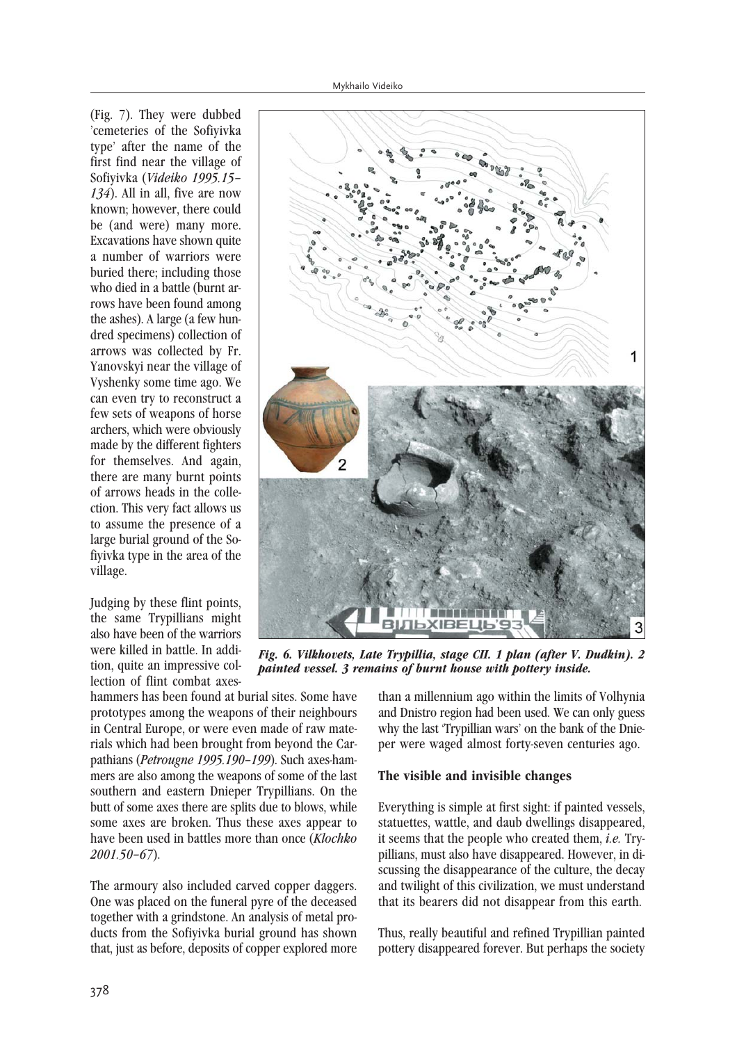(Fig. 7). They were dubbed 'cemeteries of the Sofiyivka type' after the name of the first find near the village of Sofiyivka (*Videiko 1995.15–134*). All in all, five are now known; however, there could be (and were) many more. Excavations have shown quite a number of warriors were buried there; including those who died in a battle (burnt arrows have been found among the ashes). A large (a few hundred specimens) collection of arrows was collected by Fr. Yanovskyi near the village of Vyshenky some time ago. We can even try to reconstruct a few sets of weapons of horse archers, which were obviously made by the different fighters for themselves. And again, there are many burnt points of arrows heads in the collection. This very fact allows us to assume the presence of a large burial ground of the Sofiyivka type in the area of the village.

*Fig. 6. Vilkhovets, Late Trypillia, stage CII. 1 plan (after V. Dudkin). 2 painted vessel. 3 remains of burnt house with pottery inside.*

Judging by these flint points, the same Trypillians might also have been of the warriors were killed in battle. In addition, quite an impressive collection of flint combat axes-hammers has been found at burial sites. Some have prototypes among the weapons of their neighbours in Central Europe, or were even made of raw materials which had been brought from beyond the Carpathians (*Petrougne 1995.190–199*). Such axes-hammers are also among the weapons of some of the last southern and eastern Dnieper Trypillians. On the butt of some axes there are splits due to blows, while some axes are broken. Thus these axes appear to have been used in battles more than once (*Klochko 2001.50–67*).

The armoury also included carved copper daggers. One was placed on the funeral pyre of the deceased together with a grindstone. An analysis of metal products from the Sofiyivka burial ground has shown that, just as before, deposits of copper explored more than a millennium ago within the limits of Volhynia and Dnistro region had been used. We can only guess why the last 'Trypillian wars' on the bank of the Dnieper were waged almost forty-seven centuries ago.

### The visible and invisible changes

Everything is simple at first sight: if painted vessels, statuettes, wattle, and daub dwellings disappeared, it seems that the people who created them, *i.e.* Trypillians, must also have disappeared. However, in discussing the disappearance of the culture, the decay and twilight of this civilization, we must understand that its bearers did not disappear from this earth.

Thus, really beautiful and refined Trypillian painted pottery disappeared forever. But perhaps the society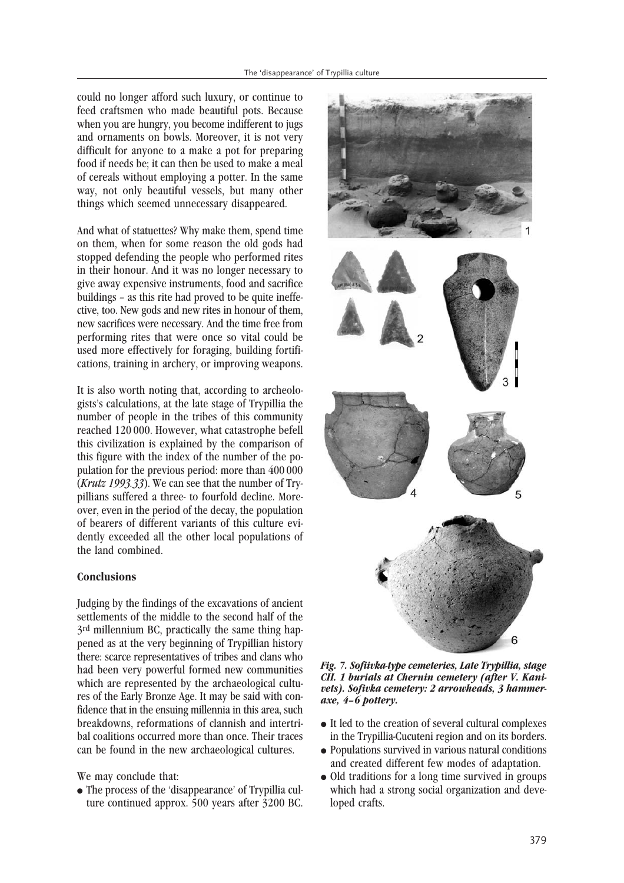could no longer afford such luxury, or continue to feed craftsmen who made beautiful pots. Because when you are hungry, you become indifferent to jugs and ornaments on bowls. Moreover, it is not very difficult for anyone to a make a pot for preparing food if needs be; it can then be used to make a meal of cereals without employing a potter. In the same way, not only beautiful vessels, but many other things which seemed unnecessary disappeared.

And what of statuettes? Why make them, spend time on them, when for some reason the old gods had stopped defending the people who performed rites in their honour. And it was no longer necessary to give away expensive instruments, food and sacrifice buildings – as this rite had proved to be quite ineffective, too. New gods and new rites in honour of them, new sacrifices were necessary. And the time free from performing rites that were once so vital could be used more effectively for foraging, building fortifications, training in archery, or improving weapons.

It is also worth noting that, according to archeologists's calculations, at the late stage of Trypillia the number of people in the tribes of this community reached 120 000. However, what catastrophe befell this civilization is explained by the comparison of this figure with the index of the number of the population for the previous period: more than 400 000 (*Krutz 1993.33*). We can see that the number of Trypillians suffered a three- to fourfold decline. Moreover, even in the period of the decay, the population of bearers of different variants of this culture evidently exceeded all the other local populations of the land combined.

## Conclusions

Judging by the findings of the excavations of ancient settlements of the middle to the second half of the 3rd millennium BC, practically the same thing happened as at the very beginning of Trypillian history there: scarce representatives of tribes and clans who had been very powerful formed new communities which are represented by the archaeological cultures of the Early Bronze Age. It may be said with confidence that in the ensuing millennia in this area, such breakdowns, reformations of clannish and intertribal coalitions occurred more than once. Their traces can be found in the new archaeological cultures.

We may conclude that:

- The process of the 'disappearance' of Trypillia culture continued approx. 500 years after 3200 BC.
- It led to the creation of several cultural complexes in the Trypillia-Cucuteni region and on its borders.
- Populations survived in various natural conditions and created different few modes of adaptation.
- Old traditions for a long time survived in groups which had a strong social organization and developed crafts.

***Fig. 7. Sofiivka-type cemeteries, Late Trypillia, stage CII. 1 burials at Chernin cemetery (after V. Kanivets). Sofivka cemetery: 2 arrowheads, 3 hammer-axe, 4–6 pottery.***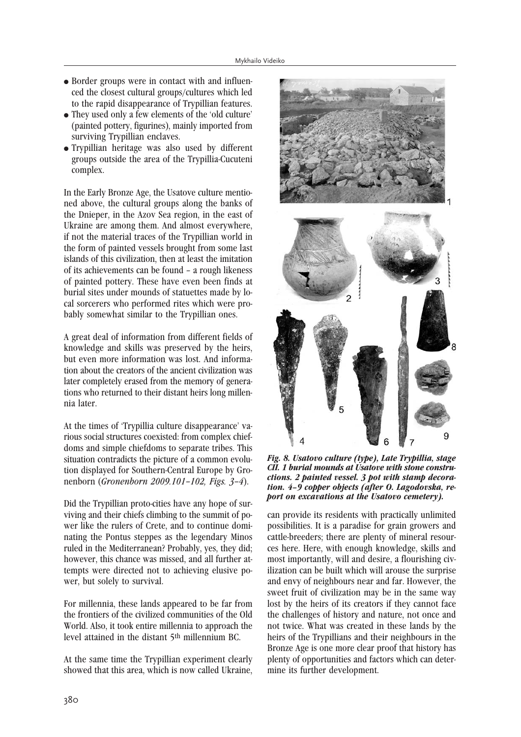- Border groups were in contact with and influenced the closest cultural groups/cultures which led to the rapid disappearance of Trypillian features.
- They used only a few elements of the 'old culture' (painted pottery, figurines), mainly imported from surviving Trypillian enclaves.
- Trypillian heritage was also used by different groups outside the area of the Trypillia-Cucuteni complex.

In the Early Bronze Age, the Usatove culture mentioned above, the cultural groups along the banks of the Dnieper, in the Azov Sea region, in the east of Ukraine are among them. And almost everywhere, if not the material traces of the Trypillian world in the form of painted vessels brought from some last islands of this civilization, then at least the imitation of its achievements can be found – a rough likeness of painted pottery. These have even been finds at burial sites under mounds of statuettes made by local sorcerers who performed rites which were probably somewhat similar to the Trypillian ones.

A great deal of information from different fields of knowledge and skills was preserved by the heirs, but even more information was lost. And information about the creators of the ancient civilization was later completely erased from the memory of generations who returned to their distant heirs long millennia later.

At the times of 'Trypillia culture disappearance' various social structures coexisted: from complex chiefdoms and simple chiefdoms to separate tribes. This situation contradicts the picture of a common evolution displayed for Southern-Central Europe by Gronenborn (*Gronenborn 2009.101–102, Figs. 3–4*).

Did the Trypillian proto-cities have any hope of surviving and their chiefs climbing to the summit of power like the rulers of Crete, and to continue dominating the Pontus steppes as the legendary Minos ruled in the Mediterranean? Probably, yes, they did; however, this chance was missed, and all further attempts were directed not to achieving elusive power, but solely to survival.

For millennia, these lands appeared to be far from the frontiers of the civilized communities of the Old World. Also, it took entire millennia to approach the level attained in the distant 5th millennium BC.

At the same time the Trypillian experiment clearly showed that this area, which is now called Ukraine, can provide its residents with practically unlimited possibilities. It is a paradise for grain growers and cattle-breeders; there are plenty of mineral resources here. Here, with enough knowledge, skills and most importantly, will and desire, a flourishing civilization can be built which will arouse the surprise and envy of neighbours near and far. However, the sweet fruit of civilization may be in the same way lost by the heirs of its creators if they cannot face the challenges of history and nature, not once and not twice. What was created in these lands by the heirs of the Trypillians and their neighbours in the Bronze Age is one more clear proof that history has plenty of opportunities and factors which can determine its further development.

***Fig. 8. Usatovo culture (type), Late Trypillia, stage CII. 1 burial mounds at Usatove with stone constructions. 2 painted vessel. 3 pot with stamp decoration. 4–9 copper objects (after O. Lagodovska, report on excavations at the Usatovo cemetery).***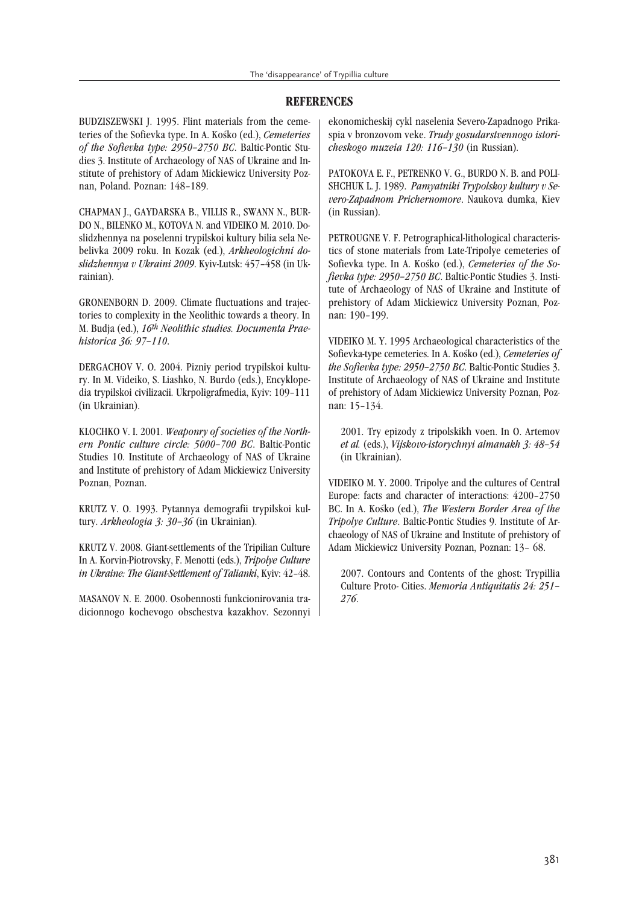## REFERENCES

BUDZISZEWSKI J. 1995. Flint materials from the cemeteries of the Sofievka type. In A. Kośko (ed.), *Cemeteries of the Sofievka type: 2950–2750 BC*. Baltic-Pontic Studies 3. Institute of Archaeology of NAS of Ukraine and Institute of prehistory of Adam Mickiewicz University Poznan, Poland. Poznan: 148–189.

CHAPMAN J., GAYDARSKA B., VILLIS R., SWANN N., BURDO N., BILENKO M., KOTOVA N. and VIDEIKO M. 2010. Doslidzhennya na poselenni trypilskoi kultury bilia sela Nebelivka 2009 roku. In Kozak (ed.), *Arkheologichni doslidzhennya v Ukraini 2009*. Kyiv-Lutsk: 457–458 (in Ukrainian).

GRONENBORN D. 2009. Climate fluctuations and trajectories to complexity in the Neolithic towards a theory. In M. Budja (ed.), *16th Neolithic studies. Documenta Praehistorica 36: 97–110*.

DERGACHOV V. O. 2004. Pizniy period trypilskoi kultury. In M. Videiko, S. Liashko, N. Burdo (eds.), Encyklopedia trypilskoi civilizacii. Ukrpoligrafmedia, Kyiv: 109–111 (in Ukrainian).

KLOCHKO V. I. 2001. *Weaponry of societies of the Northern Pontic culture circle: 5000–700 BC*. Baltic-Pontic Studies 10. Institute of Archaeology of NAS of Ukraine and Institute of prehistory of Adam Mickiewicz University Poznan, Poznan.

KRUTZ V. O. 1993. Pytannya demografii trypilskoi kultury. *Arkheologia 3: 30–36* (in Ukrainian).

KRUTZ V. 2008. Giant-settlements of the Tripilian Culture In A. Korvin-Piotrovsky, F. Menotti (eds.), *Tripolye Culture in Ukraine: The Giant-Settlement of Talianki*, Kyiv: 42–48.

MASANOV N. E. 2000. Osobennosti funkcionirovania tradicionnogo kochevogo obschestva kazakhov. Sezonnyi ekonomicheskij cykl naselenia Severo-Zapadnogo Prikaspia v bronzovom veke. *Trudy gosudarstvennogo istoricheskogo muzeia 120: 116–130* (in Russian).

PATOKOVA E. F., PETRENKO V. G., BURDO N. B. and POLISHCHUK L. J. 1989. *Pamyatniki Trypolskoy kultury v Severo-Zapadnom Prichernomore*. Naukova dumka, Kiev (in Russian).

PETROUGNE V. F. Petrographical-lithological characteristics of stone materials from Late-Tripolye cemeteries of Sofievka type. In A. Kośko (ed.), *Cemeteries of the Sofievka type: 2950–2750 BC*. Baltic-Pontic Studies 3. Institute of Archaeology of NAS of Ukraine and Institute of prehistory of Adam Mickiewicz University Poznan, Poznan: 190–199.

VIDEIKO M. Y. 1995 Archaeological characteristics of the Sofievka-type cemeteries. In A. Kośko (ed.), *Cemeteries of the Sofievka type: 2950–2750 BC*. Baltic-Pontic Studies 3. Institute of Archaeology of NAS of Ukraine and Institute of prehistory of Adam Mickiewicz University Poznan, Poznan: 15–134.

2001. Try epizody z tripolskikh voen. In O. Artemov *et al.* (eds.), *Vijskovo-istorychnyi almanakh 3: 48–54* (in Ukrainian).

VIDEIKO M. Y. 2000. Tripolye and the cultures of Central Europe: facts and character of interactions: 4200–2750 BC. In A. Kośko (ed.), *The Western Border Area of the Tripolye Culture*. Baltic-Pontic Studies 9. Institute of Archaeology of NAS of Ukraine and Institute of prehistory of Adam Mickiewicz University Poznan, Poznan: 13– 68.

2007. Contours and Contents of the ghost: Trypillia Culture Proto- Cities. *Memoria Antiquitatis 24: 251–276*.